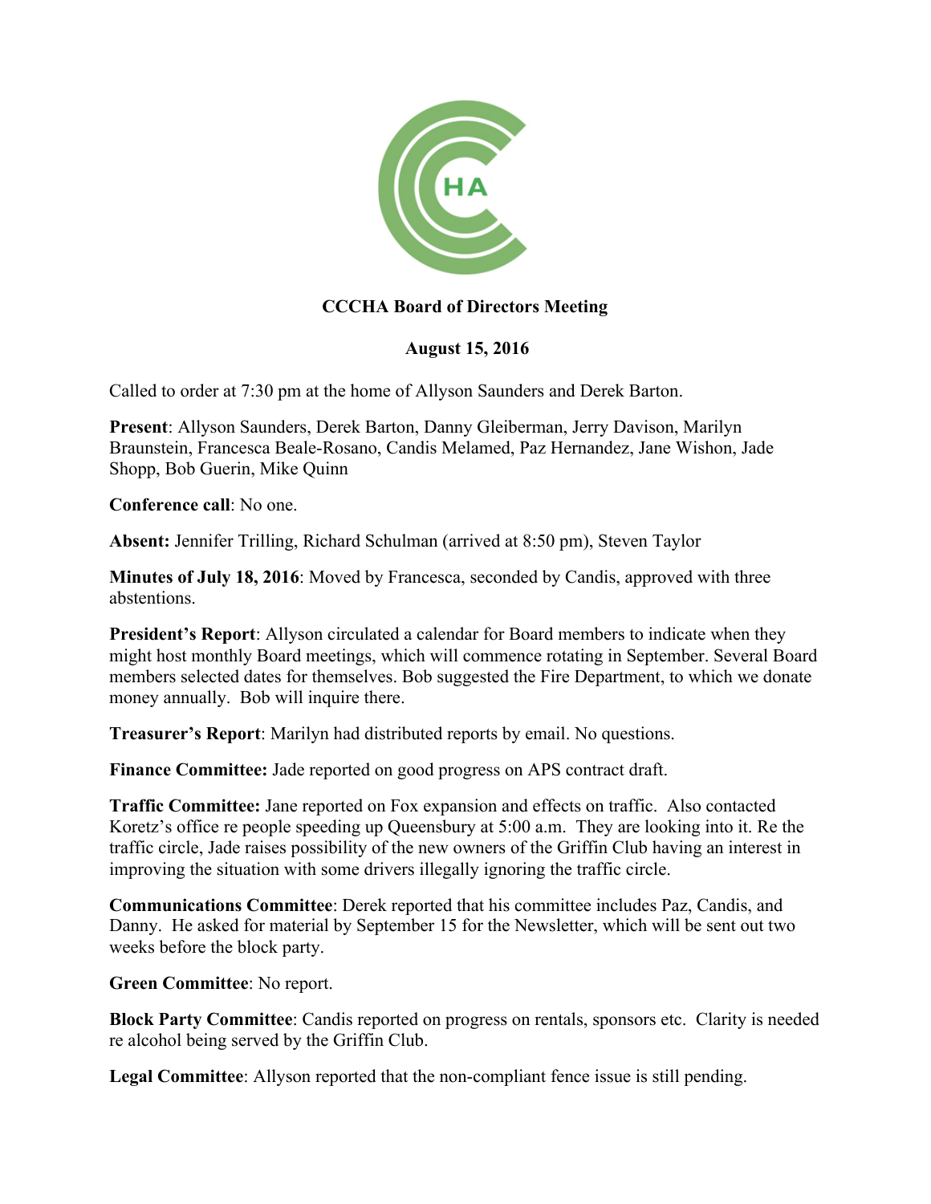**CCCHA Board of Directors Meeting**

**August 15, 2016**

Called to order at 7:30 pm at the home of Allyson Saunders and Derek Barton.

**Present**: Allyson Saunders, Derek Barton, Danny Gleiberman, Jerry Davison, Marilyn Braunstein, Francesca Beale-Rosano, Candis Melamed, Paz Hernandez, Jane Wishon, Jade Shopp, Bob Guerin, Mike Quinn

**Conference call**: No one.

**Absent:** Jennifer Trilling, Richard Schulman (arrived at 8:50 pm), Steven Taylor

**Minutes of July 18, 2016**: Moved by Francesca, seconded by Candis, approved with three abstentions.

**President's Report**: Allyson circulated a calendar for Board members to indicate when they might host monthly Board meetings, which will commence rotating in September. Several Board members selected dates for themselves. Bob suggested the Fire Department, to which we donate money annually. Bob will inquire there.

**Treasurer's Report**: Marilyn had distributed reports by email. No questions.

**Finance Committee:** Jade reported on good progress on APS contract draft.

**Traffic Committee:** Jane reported on Fox expansion and effects on traffic. Also contacted Koretz's office re people speeding up Queensbury at 5:00 a.m. They are looking into it. Re the traffic circle, Jade raises possibility of the new owners of the Griffin Club having an interest in improving the situation with some drivers illegally ignoring the traffic circle.

**Communications Committee**: Derek reported that his committee includes Paz, Candis, and Danny. He asked for material by September 15 for the Newsletter, which will be sent out two weeks before the block party.

**Green Committee**: No report.

**Block Party Committee**: Candis reported on progress on rentals, sponsors etc. Clarity is needed re alcohol being served by the Griffin Club.

**Legal Committee**: Allyson reported that the non-compliant fence issue is still pending.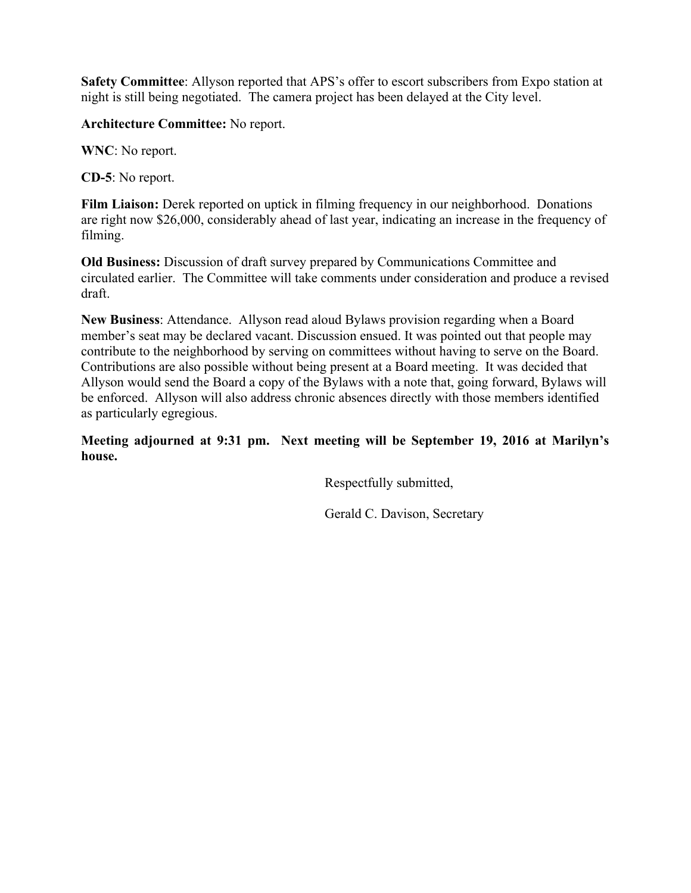**Safety Committee**: Allyson reported that APS's offer to escort subscribers from Expo station at night is still being negotiated. The camera project has been delayed at the City level.

**Architecture Committee:** No report.

**WNC**: No report.

**CD-5**: No report.

**Film Liaison:** Derek reported on uptick in filming frequency in our neighborhood. Donations are right now $26,000, considerably ahead of last year, indicating an increase in the frequency of filming.

**Old Business:** Discussion of draft survey prepared by Communications Committee and circulated earlier. The Committee will take comments under consideration and produce a revised draft.

**New Business**: Attendance. Allyson read aloud Bylaws provision regarding when a Board member's seat may be declared vacant. Discussion ensued. It was pointed out that people may contribute to the neighborhood by serving on committees without having to serve on the Board. Contributions are also possible without being present at a Board meeting. It was decided that Allyson would send the Board a copy of the Bylaws with a note that, going forward, Bylaws will be enforced. Allyson will also address chronic absences directly with those members identified as particularly egregious.

**Meeting adjourned at 9:31 pm. Next meeting will be September 19, 2016 at Marilyn's house.**

Respectfully submitted,

Gerald C. Davison, Secretary